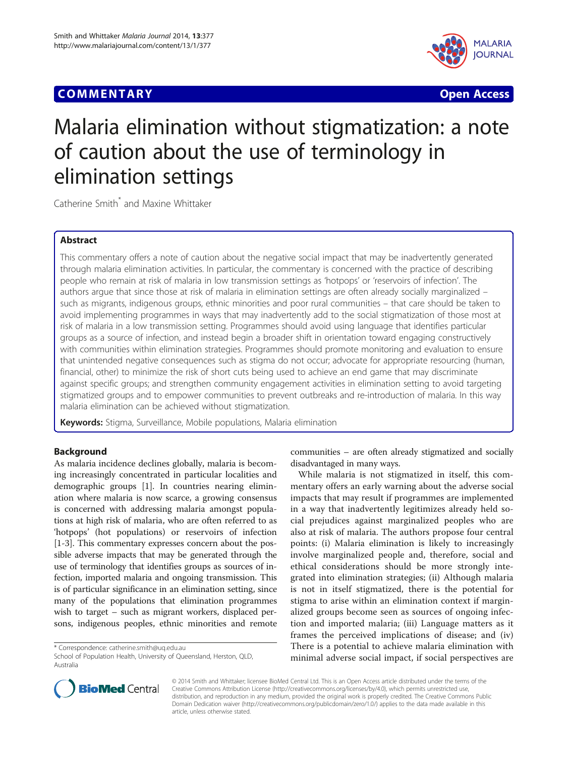COMMENTARY Open Access

# Malaria elimination without stigmatization: a note of caution about the use of terminology in elimination settings

Catherine Smith* and Maxine Whittaker

## Abstract

This commentary offers a note of caution about the negative social impact that may be inadvertently generated through malaria elimination activities. In particular, the commentary is concerned with the practice of describing people who remain at risk of malaria in low transmission settings as 'hotpops' or 'reservoirs of infection'. The authors argue that since those at risk of malaria in elimination settings are often already socially marginalized – such as migrants, indigenous groups, ethnic minorities and poor rural communities – that care should be taken to avoid implementing programmes in ways that may inadvertently add to the social stigmatization of those most at risk of malaria in a low transmission setting. Programmes should avoid using language that identifies particular groups as a source of infection, and instead begin a broader shift in orientation toward engaging constructively with communities within elimination strategies. Programmes should promote monitoring and evaluation to ensure that unintended negative consequences such as stigma do not occur; advocate for appropriate resourcing (human, financial, other) to minimize the risk of short cuts being used to achieve an end game that may discriminate against specific groups; and strengthen community engagement activities in elimination setting to avoid targeting stigmatized groups and to empower communities to prevent outbreaks and re-introduction of malaria. In this way malaria elimination can be achieved without stigmatization.

**Keywords:** Stigma, Surveillance, Mobile populations, Malaria elimination

## Background

As malaria incidence declines globally, malaria is becoming increasingly concentrated in particular localities and demographic groups [1]. In countries nearing elimination where malaria is now scarce, a growing consensus is concerned with addressing malaria amongst populations at high risk of malaria, who are often referred to as 'hotpops' (hot populations) or reservoirs of infection [1-3]. This commentary expresses concern about the possible adverse impacts that may be generated through the use of terminology that identifies groups as sources of infection, imported malaria and ongoing transmission. This is of particular significance in an elimination setting, since many of the populations that elimination programmes wish to target – such as migrant workers, displaced persons, indigenous peoples, ethnic minorities and remote communities – are often already stigmatized and socially disadvantaged in many ways.

While malaria is not stigmatized in itself, this commentary offers an early warning about the adverse social impacts that may result if programmes are implemented in a way that inadvertently legitimizes already held social prejudices against marginalized peoples who are also at risk of malaria. The authors propose four central points: (i) Malaria elimination is likely to increasingly involve marginalized people and, therefore, social and ethical considerations should be more strongly integrated into elimination strategies; (ii) Although malaria is not in itself stigmatized, there is the potential for stigma to arise within an elimination context if marginalized groups become seen as sources of ongoing infection and imported malaria; (iii) Language matters as it frames the perceived implications of disease; and (iv) There is a potential to achieve malaria elimination with minimal adverse social impact, if social perspectives are

\* Correspondence: catherine.smith@uq.edu.au
School of Population Health, University of Queensland, Herston, QLD, Australia

© 2014 Smith and Whittaker; licensee BioMed Central Ltd. This is an Open Access article distributed under the terms of the Creative Commons Attribution License (http://creativecommons.org/licenses/by/4.0), which permits unrestricted use, distribution, and reproduction in any medium, provided the original work is properly credited. The Creative Commons Public Domain Dedication waiver (http://creativecommons.org/publicdomain/zero/1.0/) applies to the data made available in this article, unless otherwise stated.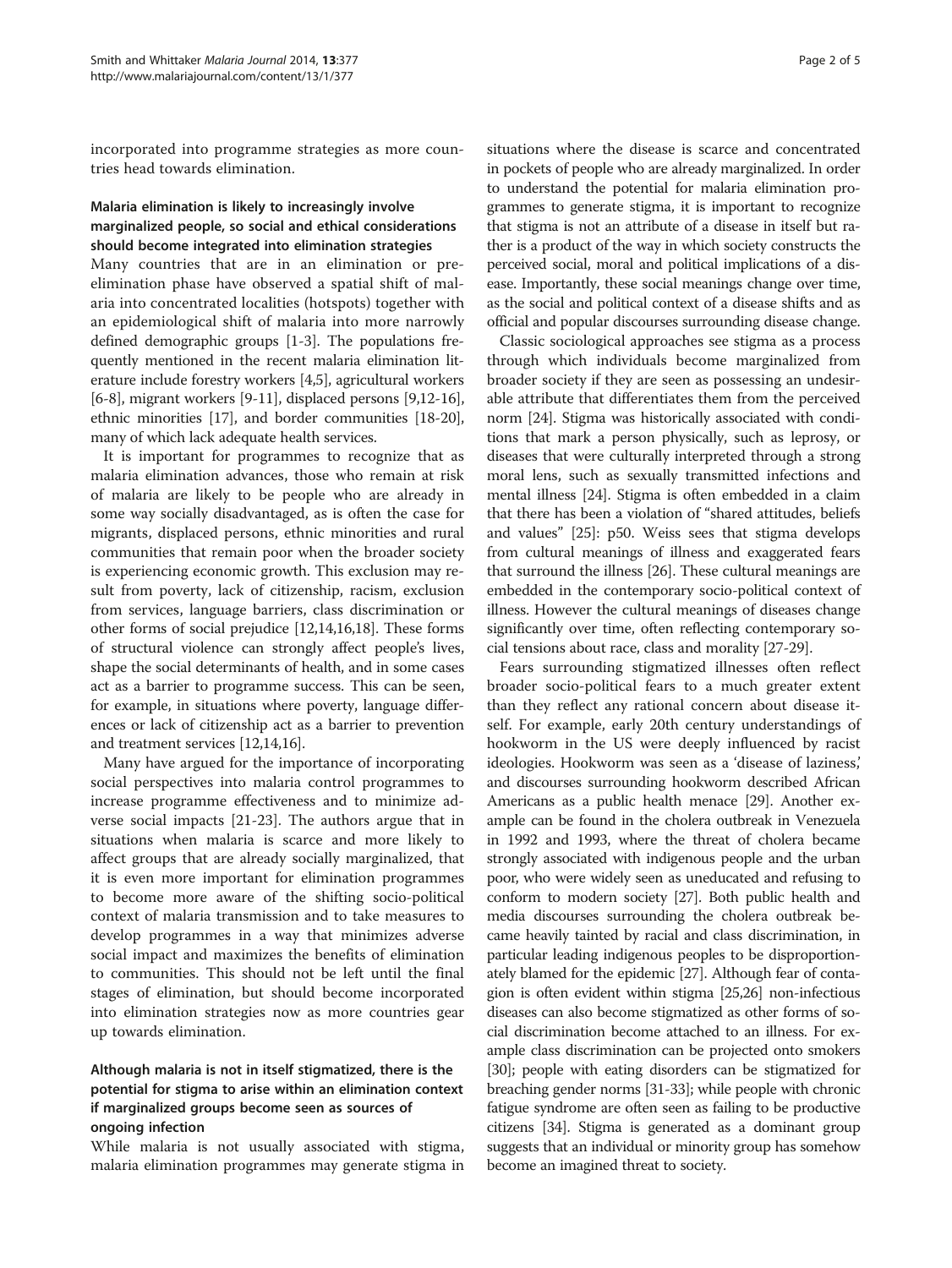incorporated into programme strategies as more countries head towards elimination.

## Malaria elimination is likely to increasingly involve marginalized people, so social and ethical considerations should become integrated into elimination strategies

Many countries that are in an elimination or pre-elimination phase have observed a spatial shift of malaria into concentrated localities (hotspots) together with an epidemiological shift of malaria into more narrowly defined demographic groups [1-3]. The populations frequently mentioned in the recent malaria elimination literature include forestry workers [4,5], agricultural workers [6-8], migrant workers [9-11], displaced persons [9,12-16], ethnic minorities [17], and border communities [18-20], many of which lack adequate health services.

It is important for programmes to recognize that as malaria elimination advances, those who remain at risk of malaria are likely to be people who are already in some way socially disadvantaged, as is often the case for migrants, displaced persons, ethnic minorities and rural communities that remain poor when the broader society is experiencing economic growth. This exclusion may result from poverty, lack of citizenship, racism, exclusion from services, language barriers, class discrimination or other forms of social prejudice [12,14,16,18]. These forms of structural violence can strongly affect people's lives, shape the social determinants of health, and in some cases act as a barrier to programme success. This can be seen, for example, in situations where poverty, language differences or lack of citizenship act as a barrier to prevention and treatment services [12,14,16].

Many have argued for the importance of incorporating social perspectives into malaria control programmes to increase programme effectiveness and to minimize adverse social impacts [21-23]. The authors argue that in situations when malaria is scarce and more likely to affect groups that are already socially marginalized, that it is even more important for elimination programmes to become more aware of the shifting socio-political context of malaria transmission and to take measures to develop programmes in a way that minimizes adverse social impact and maximizes the benefits of elimination to communities. This should not be left until the final stages of elimination, but should become incorporated into elimination strategies now as more countries gear up towards elimination.

## Although malaria is not in itself stigmatized, there is the potential for stigma to arise within an elimination context if marginalized groups become seen as sources of ongoing infection

While malaria is not usually associated with stigma, malaria elimination programmes may generate stigma in situations where the disease is scarce and concentrated in pockets of people who are already marginalized. In order to understand the potential for malaria elimination programmes to generate stigma, it is important to recognize that stigma is not an attribute of a disease in itself but rather is a product of the way in which society constructs the perceived social, moral and political implications of a disease. Importantly, these social meanings change over time, as the social and political context of a disease shifts and as official and popular discourses surrounding disease change.

Classic sociological approaches see stigma as a process through which individuals become marginalized from broader society if they are seen as possessing an undesirable attribute that differentiates them from the perceived norm [24]. Stigma was historically associated with conditions that mark a person physically, such as leprosy, or diseases that were culturally interpreted through a strong moral lens, such as sexually transmitted infections and mental illness [24]. Stigma is often embedded in a claim that there has been a violation of "shared attitudes, beliefs and values" [25]: p50. Weiss sees that stigma develops from cultural meanings of illness and exaggerated fears that surround the illness [26]. These cultural meanings are embedded in the contemporary socio-political context of illness. However the cultural meanings of diseases change significantly over time, often reflecting contemporary social tensions about race, class and morality [27-29].

Fears surrounding stigmatized illnesses often reflect broader socio-political fears to a much greater extent than they reflect any rational concern about disease itself. For example, early 20th century understandings of hookworm in the US were deeply influenced by racist ideologies. Hookworm was seen as a 'disease of laziness,' and discourses surrounding hookworm described African Americans as a public health menace [29]. Another example can be found in the cholera outbreak in Venezuela in 1992 and 1993, where the threat of cholera became strongly associated with indigenous people and the urban poor, who were widely seen as uneducated and refusing to conform to modern society [27]. Both public health and media discourses surrounding the cholera outbreak became heavily tainted by racial and class discrimination, in particular leading indigenous peoples to be disproportionately blamed for the epidemic [27]. Although fear of contagion is often evident within stigma [25,26] non-infectious diseases can also become stigmatized as other forms of social discrimination become attached to an illness. For example class discrimination can be projected onto smokers [30]; people with eating disorders can be stigmatized for breaching gender norms [31-33]; while people with chronic fatigue syndrome are often seen as failing to be productive citizens [34]. Stigma is generated as a dominant group suggests that an individual or minority group has somehow become an imagined threat to society.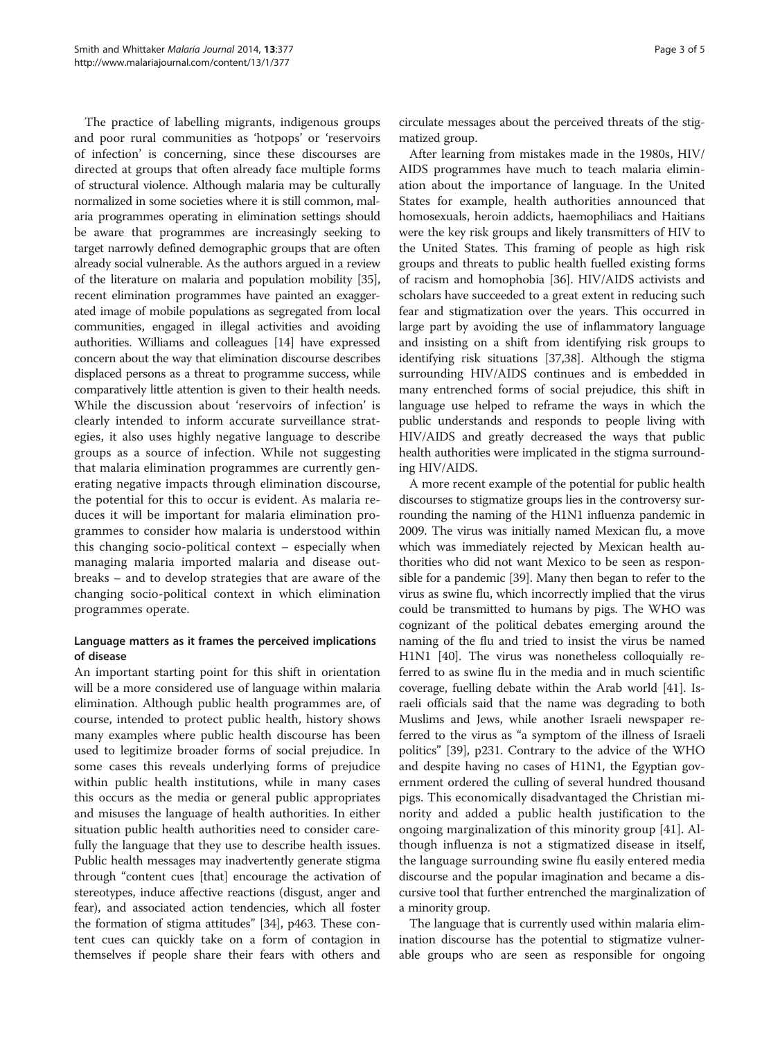The practice of labelling migrants, indigenous groups and poor rural communities as 'hotpops' or 'reservoirs of infection' is concerning, since these discourses are directed at groups that often already face multiple forms of structural violence. Although malaria may be culturally normalized in some societies where it is still common, malaria programmes operating in elimination settings should be aware that programmes are increasingly seeking to target narrowly defined demographic groups that are often already social vulnerable. As the authors argued in a review of the literature on malaria and population mobility [35], recent elimination programmes have painted an exaggerated image of mobile populations as segregated from local communities, engaged in illegal activities and avoiding authorities. Williams and colleagues [14] have expressed concern about the way that elimination discourse describes displaced persons as a threat to programme success, while comparatively little attention is given to their health needs. While the discussion about 'reservoirs of infection' is clearly intended to inform accurate surveillance strategies, it also uses highly negative language to describe groups as a source of infection. While not suggesting that malaria elimination programmes are currently generating negative impacts through elimination discourse, the potential for this to occur is evident. As malaria reduces it will be important for malaria elimination programmes to consider how malaria is understood within this changing socio-political context – especially when managing malaria imported malaria and disease outbreaks – and to develop strategies that are aware of the changing socio-political context in which elimination programmes operate.

### Language matters as it frames the perceived implications of disease

An important starting point for this shift in orientation will be a more considered use of language within malaria elimination. Although public health programmes are, of course, intended to protect public health, history shows many examples where public health discourse has been used to legitimize broader forms of social prejudice. In some cases this reveals underlying forms of prejudice within public health institutions, while in many cases this occurs as the media or general public appropriates and misuses the language of health authorities. In either situation public health authorities need to consider carefully the language that they use to describe health issues. Public health messages may inadvertently generate stigma through "content cues [that] encourage the activation of stereotypes, induce affective reactions (disgust, anger and fear), and associated action tendencies, which all foster the formation of stigma attitudes" [34], p463. These content cues can quickly take on a form of contagion in themselves if people share their fears with others and circulate messages about the perceived threats of the stigmatized group.

After learning from mistakes made in the 1980s, HIV/AIDS programmes have much to teach malaria elimination about the importance of language. In the United States for example, health authorities announced that homosexuals, heroin addicts, haemophiliacs and Haitians were the key risk groups and likely transmitters of HIV to the United States. This framing of people as high risk groups and threats to public health fuelled existing forms of racism and homophobia [36]. HIV/AIDS activists and scholars have succeeded to a great extent in reducing such fear and stigmatization over the years. This occurred in large part by avoiding the use of inflammatory language and insisting on a shift from identifying risk groups to identifying risk situations [37,38]. Although the stigma surrounding HIV/AIDS continues and is embedded in many entrenched forms of social prejudice, this shift in language use helped to reframe the ways in which the public understands and responds to people living with HIV/AIDS and greatly decreased the ways that public health authorities were implicated in the stigma surrounding HIV/AIDS.

A more recent example of the potential for public health discourses to stigmatize groups lies in the controversy surrounding the naming of the H1N1 influenza pandemic in 2009. The virus was initially named Mexican flu, a move which was immediately rejected by Mexican health authorities who did not want Mexico to be seen as responsible for a pandemic [39]. Many then began to refer to the virus as swine flu, which incorrectly implied that the virus could be transmitted to humans by pigs. The WHO was cognizant of the political debates emerging around the naming of the flu and tried to insist the virus be named H1N1 [40]. The virus was nonetheless colloquially referred to as swine flu in the media and in much scientific coverage, fuelling debate within the Arab world [41]. Israeli officials said that the name was degrading to both Muslims and Jews, while another Israeli newspaper referred to the virus as "a symptom of the illness of Israeli politics" [39], p231. Contrary to the advice of the WHO and despite having no cases of H1N1, the Egyptian government ordered the culling of several hundred thousand pigs. This economically disadvantaged the Christian minority and added a public health justification to the ongoing marginalization of this minority group [41]. Although influenza is not a stigmatized disease in itself, the language surrounding swine flu easily entered media discourse and the popular imagination and became a discursive tool that further entrenched the marginalization of a minority group.

The language that is currently used within malaria elimination discourse has the potential to stigmatize vulnerable groups who are seen as responsible for ongoing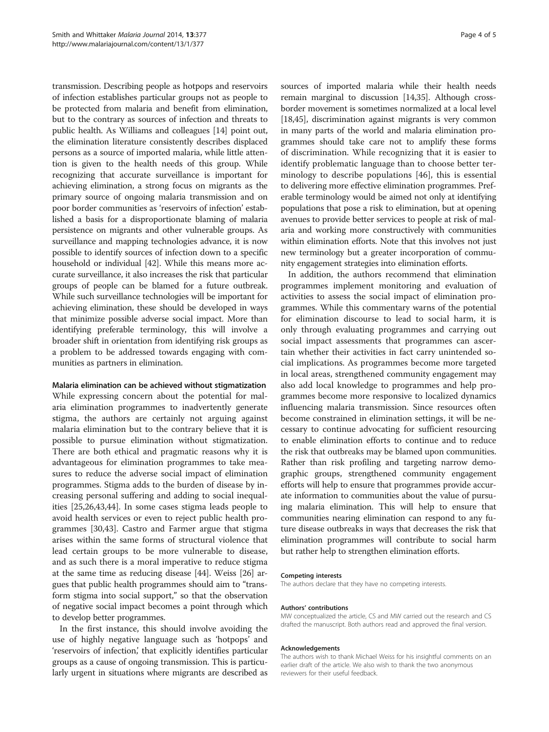transmission. Describing people as hotpops and reservoirs of infection establishes particular groups not as people to be protected from malaria and benefit from elimination, but to the contrary as sources of infection and threats to public health. As Williams and colleagues [14] point out, the elimination literature consistently describes displaced persons as a source of imported malaria, while little attention is given to the health needs of this group. While recognizing that accurate surveillance is important for achieving elimination, a strong focus on migrants as the primary source of ongoing malaria transmission and on poor border communities as 'reservoirs of infection' established a basis for a disproportionate blaming of malaria persistence on migrants and other vulnerable groups. As surveillance and mapping technologies advance, it is now possible to identify sources of infection down to a specific household or individual [42]. While this means more accurate surveillance, it also increases the risk that particular groups of people can be blamed for a future outbreak. While such surveillance technologies will be important for achieving elimination, these should be developed in ways that minimize possible adverse social impact. More than identifying preferable terminology, this will involve a broader shift in orientation from identifying risk groups as a problem to be addressed towards engaging with communities as partners in elimination.

#### Malaria elimination can be achieved without stigmatization

While expressing concern about the potential for malaria elimination programmes to inadvertently generate stigma, the authors are certainly not arguing against malaria elimination but to the contrary believe that it is possible to pursue elimination without stigmatization. There are both ethical and pragmatic reasons why it is advantageous for elimination programmes to take measures to reduce the adverse social impact of elimination programmes. Stigma adds to the burden of disease by increasing personal suffering and adding to social inequalities [25,26,43,44]. In some cases stigma leads people to avoid health services or even to reject public health programmes [30,43]. Castro and Farmer argue that stigma arises within the same forms of structural violence that lead certain groups to be more vulnerable to disease, and as such there is a moral imperative to reduce stigma at the same time as reducing disease [44]. Weiss [26] argues that public health programmes should aim to "transform stigma into social support," so that the observation of negative social impact becomes a point through which to develop better programmes.

In the first instance, this should involve avoiding the use of highly negative language such as 'hotpops' and 'reservoirs of infection,' that explicitly identifies particular groups as a cause of ongoing transmission. This is particularly urgent in situations where migrants are described as sources of imported malaria while their health needs remain marginal to discussion [14,35]. Although cross-border movement is sometimes normalized at a local level [18,45], discrimination against migrants is very common in many parts of the world and malaria elimination programmes should take care not to amplify these forms of discrimination. While recognizing that it is easier to identify problematic language than to choose better terminology to describe populations [46], this is essential to delivering more effective elimination programmes. Preferable terminology would be aimed not only at identifying populations that pose a risk to elimination, but at opening avenues to provide better services to people at risk of malaria and working more constructively with communities within elimination efforts. Note that this involves not just new terminology but a greater incorporation of community engagement strategies into elimination efforts.

In addition, the authors recommend that elimination programmes implement monitoring and evaluation of activities to assess the social impact of elimination programmes. While this commentary warns of the potential for elimination discourse to lead to social harm, it is only through evaluating programmes and carrying out social impact assessments that programmes can ascertain whether their activities in fact carry unintended social implications. As programmes become more targeted in local areas, strengthened community engagement may also add local knowledge to programmes and help programmes become more responsive to localized dynamics influencing malaria transmission. Since resources often become constrained in elimination settings, it will be necessary to continue advocating for sufficient resourcing to enable elimination efforts to continue and to reduce the risk that outbreaks may be blamed upon communities. Rather than risk profiling and targeting narrow demographic groups, strengthened community engagement efforts will help to ensure that programmes provide accurate information to communities about the value of pursuing malaria elimination. This will help to ensure that communities nearing elimination can respond to any future disease outbreaks in ways that decreases the risk that elimination programmes will contribute to social harm but rather help to strengthen elimination efforts.

#### Competing interests

The authors declare that they have no competing interests.

#### Authors' contributions

MW conceptualized the article, CS and MW carried out the research and CS drafted the manuscript. Both authors read and approved the final version.

#### Acknowledgements

The authors wish to thank Michael Weiss for his insightful comments on an earlier draft of the article. We also wish to thank the two anonymous reviewers for their useful feedback.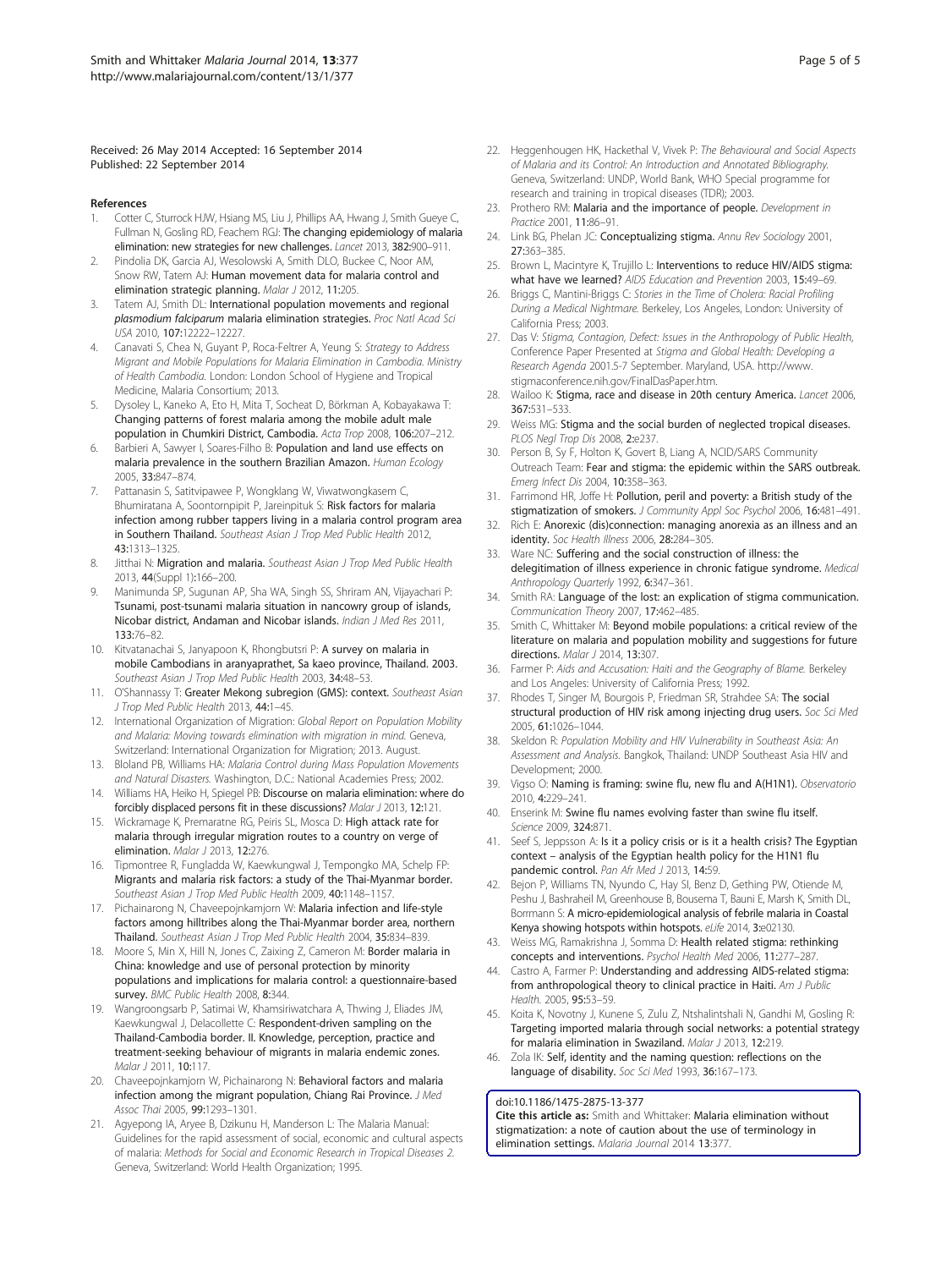Received: 26 May 2014 Accepted: 16 September 2014
Published: 22 September 2014

## References

1. Cotter C, Sturrock HJW, Hsiang MS, Liu J, Phillips AA, Hwang J, Smith Gueye C, Fullman N, Gosling RD, Feachem RGJ: **The changing epidemiology of malaria elimination: new strategies for new challenges.** *Lancet* 2013, **382:**900–911.
2. Pindolia DK, Garcia AJ, Wesolowski A, Smith DLO, Buckee C, Noor AM, Snow RW, Tatem AJ: **Human movement data for malaria control and elimination strategic planning.** *Malar J* 2012, **11:**205.
3. Tatem AJ, Smith DL: **International population movements and regional *plasmodium falciparum* malaria elimination strategies.** *Proc Natl Acad Sci USA* 2010, **107:**12222–12227.
4. Canavati S, Chea N, Guyant P, Roca-Feltrer A, Yeung S: *Strategy to Address Migrant and Mobile Populations for Malaria Elimination in Cambodia. Ministry of Health Cambodia.* London: London School of Hygiene and Tropical Medicine, Malaria Consortium; 2013.
5. Dysoley L, Kaneko A, Eto H, Mita T, Socheat D, Börkman A, Kobayakawa T: **Changing patterns of forest malaria among the mobile adult male population in Chumkiri District, Cambodia.** *Acta Trop* 2008, **106:**207–212.
6. Barbieri A, Sawyer I, Soares-Filho B: **Population and land use effects on malaria prevalence in the southern Brazilian Amazon.** *Human Ecology* 2005, **33:**847–874.
7. Pattanasin S, Satitvipawee P, Wongklang W, Viwatwongkasem C, Bhumiratana A, Soontornpipit P, Jareinpituk S: **Risk factors for malaria infection among rubber tappers living in a malaria control program area in Southern Thailand.** *Southeast Asian J Trop Med Public Health* 2012, **43:**1313–1325.
8. Jitthai N: **Migration and malaria.** *Southeast Asian J Trop Med Public Health* 2013, **44**(Suppl 1)**:**166–200.
9. Manimunda SP, Sugunan AP, Sha WA, Singh SS, Shriram AN, Vijayachari P: **Tsunami, post-tsunami malaria situation in nancowry group of islands, Nicobar district, Andaman and Nicobar islands.** *Indian J Med Res* 2011, **133:**76–82.
10. Kitvatanachai S, Janyapoon K, Rhongbutsri P: **A survey on malaria in mobile Cambodians in aranyaprathet, Sa kaeo province, Thailand. 2003.** *Southeast Asian J Trop Med Public Health* 2003, **34:**48–53.
11. O'Shannassy T: **Greater Mekong subregion (GMS): context.** *Southeast Asian J Trop Med Public Health* 2013, **44:**1–45.
12. International Organization of Migration: *Global Report on Population Mobility and Malaria: Moving towards elimination with migration in mind.* Geneva, Switzerland: International Organization for Migration; 2013. August.
13. Bloland PB, Williams HA: *Malaria Control during Mass Population Movements and Natural Disasters.* Washington, D.C.: National Academies Press; 2002.
14. Williams HA, Heiko H, Spiegel PB: **Discourse on malaria elimination: where do forcibly displaced persons fit in these discussions?** *Malar J* 2013, **12:**121.
15. Wickramage K, Premaratne RG, Peiris SL, Mosca D: **High attack rate for malaria through irregular migration routes to a country on verge of elimination.** *Malar J* 2013, **12:**276.
16. Tipmontree R, Fungladda W, Kaewkungwal J, Tempongko MA, Schelp FP: **Migrants and malaria risk factors: a study of the Thai-Myanmar border.** *Southeast Asian J Trop Med Public Health* 2009, **40:**1148–1157.
17. Pichainarong N, Chaveepojnkamjorn W: **Malaria infection and life-style factors among hilltribes along the Thai-Myanmar border area, northern Thailand.** *Southeast Asian J Trop Med Public Health* 2004, **35:**834–839.
18. Moore S, Min X, Hill N, Jones C, Zaixing Z, Cameron M: **Border malaria in China: knowledge and use of personal protection by minority populations and implications for malaria control: a questionnaire-based survey.** *BMC Public Health* 2008, **8:**344.
19. Wangroongsarb P, Satimai W, Khamsiriwatchara A, Thwing J, Eliades JM, Kaewkungwal J, Delacollette C: **Respondent-driven sampling on the Thailand-Cambodia border. II. Knowledge, perception, practice and treatment-seeking behaviour of migrants in malaria endemic zones.** *Malar J* 2011, **10:**117.
20. Chaveepojnkamjorn W, Pichainarong N: **Behavioral factors and malaria infection among the migrant population, Chiang Rai Province.** *J Med Assoc Thai* 2005, **99:**1293–1301.
21. Agyepong IA, Aryee B, Dzikunu H, Manderson L: The Malaria Manual: Guidelines for the rapid assessment of social, economic and cultural aspects of malaria: *Methods for Social and Economic Research in Tropical Diseases 2.* Geneva, Switzerland: World Health Organization; 1995.
22. Heggenhougen HK, Hackethal V, Vivek P: *The Behavioural and Social Aspects of Malaria and its Control: An Introduction and Annotated Bibliography.* Geneva, Switzerland: UNDP, World Bank, WHO Special programme for research and training in tropical diseases (TDR); 2003.
23. Prothero RM: **Malaria and the importance of people.** *Development in Practice* 2001, **11:**86–91.
24. Link BG, Phelan JC: **Conceptualizing stigma.** *Annu Rev Sociology* 2001, **27:**363–385.
25. Brown L, Macintyre K, Trujillo L: **Interventions to reduce HIV/AIDS stigma: what have we learned?** *AIDS Education and Prevention* 2003, **15:**49–69.
26. Briggs C, Mantini-Briggs C: *Stories in the Time of Cholera: Racial Profiling During a Medical Nightmare.* Berkeley, Los Angeles, London: University of California Press; 2003.
27. Das V: *Stigma, Contagion, Defect: Issues in the Anthropology of Public Health,* Conference Paper Presented at *Stigma and Global Health: Developing a Research Agenda* 2001.5-7 September. Maryland, USA. http://www.stigmaconference.nih.gov/FinalDasPaper.htm.
28. Wailoo K: **Stigma, race and disease in 20th century America.** *Lancet* 2006, **367:**531–533.
29. Weiss MG: **Stigma and the social burden of neglected tropical diseases.** *PLOS Negl Trop Dis* 2008, **2:**e237.
30. Person B, Sy F, Holton K, Govert B, Liang A, NCID/SARS Community Outreach Team: **Fear and stigma: the epidemic within the SARS outbreak.** *Emerg Infect Dis* 2004, **10:**358–363.
31. Farrimond HR, Joffe H: **Pollution, peril and poverty: a British study of the stigmatization of smokers.** *J Community Appl Soc Psychol* 2006, **16:**481–491.
32. Rich E: **Anorexic (dis)connection: managing anorexia as an illness and an identity.** *Soc Health Illness* 2006, **28:**284–305.
33. Ware NC: **Suffering and the social construction of illness: the delegitimation of illness experience in chronic fatigue syndrome.** *Medical Anthropology Quarterly* 1992, **6:**347–361.
34. Smith RA: **Language of the lost: an explication of stigma communication.** *Communication Theory* 2007, **17:**462–485.
35. Smith C, Whittaker M: **Beyond mobile populations: a critical review of the literature on malaria and population mobility and suggestions for future directions.** *Malar J* 2014, **13:**307.
36. Farmer P: *Aids and Accusation: Haiti and the Geography of Blame.* Berkeley and Los Angeles: University of California Press; 1992.
37. Rhodes T, Singer M, Bourgois P, Friedman SR, Strahdee SA: **The social structural production of HIV risk among injecting drug users.** *Soc Sci Med* 2005, **61:**1026–1044.
38. Skeldon R: *Population Mobility and HIV Vulnerability in Southeast Asia: An Assessment and Analysis.* Bangkok, Thailand: UNDP Southeast Asia HIV and Development; 2000.
39. Vigso O: **Naming is framing: swine flu, new flu and A(H1N1).** *Observatorio* 2010, **4:**229–241.
40. Enserink M: **Swine flu names evolving faster than swine flu itself.** *Science* 2009, **324:**871.
41. Seef S, Jeppsson A: **Is it a policy crisis or is it a health crisis? The Egyptian context – analysis of the Egyptian health policy for the H1N1 flu pandemic control.** *Pan Afr Med J* 2013, **14:**59.
42. Bejon P, Williams TN, Nyundo C, Hay SI, Benz D, Gething PW, Otiende M, Peshu J, Bashraheil M, Greenhouse B, Bousema T, Bauni E, Marsh K, Smith DL, Borrmann S: **A micro-epidemiological analysis of febrile malaria in Coastal Kenya showing hotspots within hotspots.** *eLife* 2014, **3:**e02130.
43. Weiss MG, Ramakrishna J, Somma D: **Health related stigma: rethinking concepts and interventions.** *Psychol Health Med* 2006, **11:**277–287.
44. Castro A, Farmer P: **Understanding and addressing AIDS-related stigma: from anthropological theory to clinical practice in Haiti.** *Am J Public Health.* 2005, **95:**53–59.
45. Koita K, Novotny J, Kunene S, Zulu Z, Ntshalintshali N, Gandhi M, Gosling R: **Targeting imported malaria through social networks: a potential strategy for malaria elimination in Swaziland.** *Malar J* 2013, **12:**219.
46. Zola IK: **Self, identity and the naming question: reflections on the language of disability.** *Soc Sci Med* 1993, **36:**167–173.

doi:10.1186/1475-2875-13-377

**Cite this article as:** Smith and Whittaker: **Malaria elimination without stigmatization: a note of caution about the use of terminology in elimination settings.** *Malaria Journal* 2014 **13**:377.